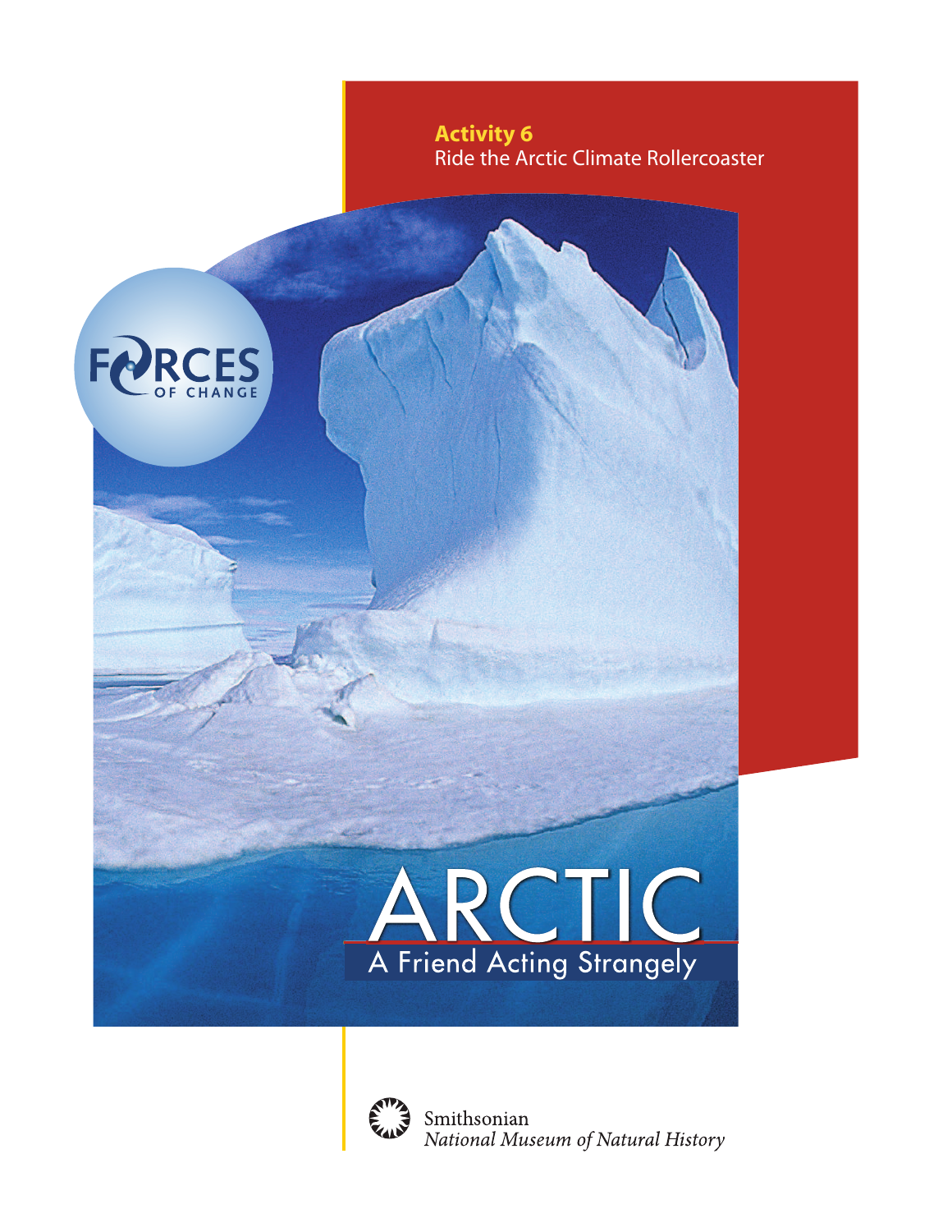**Activity 6**
Ride the Arctic Climate Rollercoaster

FORCES OF CHANGE

# ARCTIC

## A Friend Acting Strangely

Smithsonian
*National Museum of Natural History*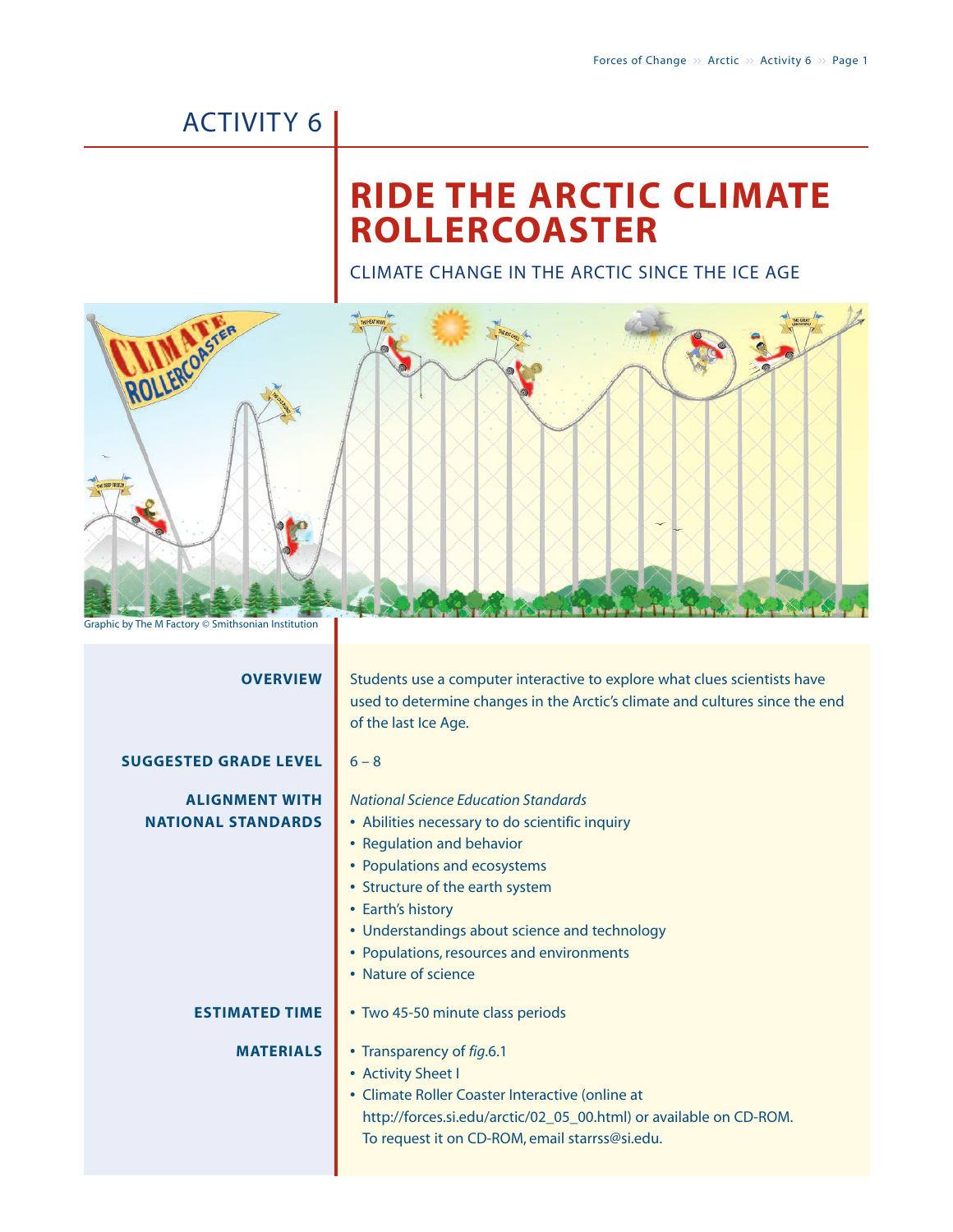# ACTIVITY 6

# RIDE THE ARCTIC CLIMATE ROLLERCOASTER

## CLIMATE CHANGE IN THE ARCTIC SINCE THE ICE AGE

Graphic by The M Factory © Smithsonian Institution

**OVERVIEW**

Students use a computer interactive to explore what clues scientists have used to determine changes in the Arctic's climate and cultures since the end of the last Ice Age.

**SUGGESTED GRADE LEVEL**

6 – 8

**ALIGNMENT WITH NATIONAL STANDARDS**

*National Science Education Standards*

- Abilities necessary to do scientific inquiry
- Regulation and behavior
- Populations and ecosystems
- Structure of the earth system
- Earth's history
- Understandings about science and technology
- Populations, resources and environments
- Nature of science

**ESTIMATED TIME**

- Two 45-50 minute class periods

**MATERIALS**

- Transparency of *fig.*6.1
- Activity Sheet I
- Climate Roller Coaster Interactive (online at http://forces.si.edu/arctic/02_05_00.html) or available on CD-ROM. To request it on CD-ROM, email starrss@si.edu.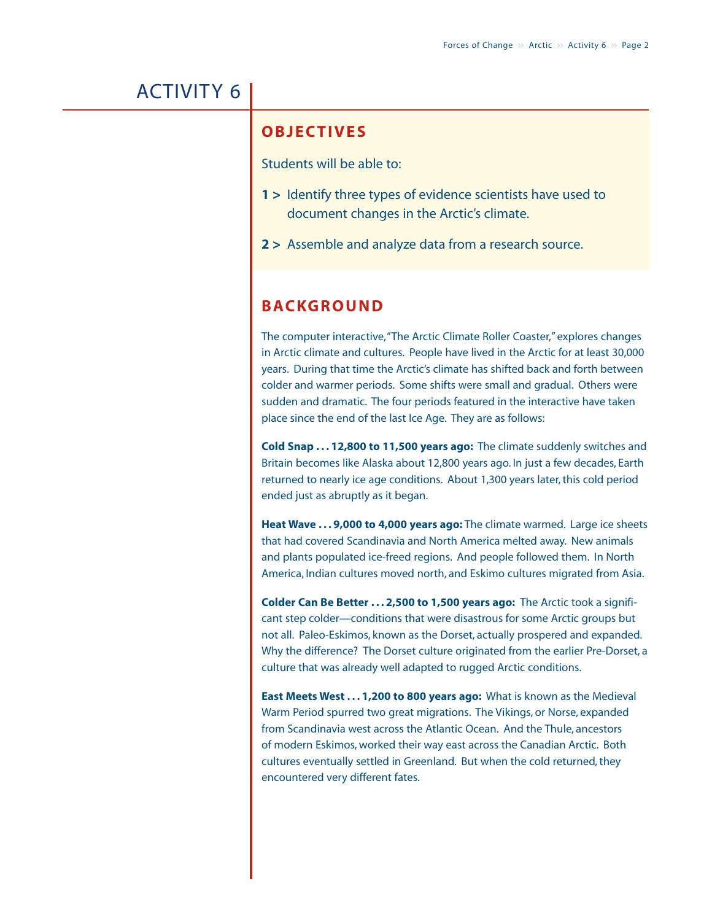# ACTIVITY 6

## OBJECTIVES

Students will be able to:

**1 >** Identify three types of evidence scientists have used to document changes in the Arctic's climate.

**2 >** Assemble and analyze data from a research source.

## BACKGROUND

The computer interactive, "The Arctic Climate Roller Coaster," explores changes in Arctic climate and cultures. People have lived in the Arctic for at least 30,000 years. During that time the Arctic's climate has shifted back and forth between colder and warmer periods. Some shifts were small and gradual. Others were sudden and dramatic. The four periods featured in the interactive have taken place since the end of the last Ice Age. They are as follows:

**Cold Snap . . . 12,800 to 11,500 years ago:** The climate suddenly switches and Britain becomes like Alaska about 12,800 years ago. In just a few decades, Earth returned to nearly ice age conditions. About 1,300 years later, this cold period ended just as abruptly as it began.

**Heat Wave . . . 9,000 to 4,000 years ago:** The climate warmed. Large ice sheets that had covered Scandinavia and North America melted away. New animals and plants populated ice-freed regions. And people followed them. In North America, Indian cultures moved north, and Eskimo cultures migrated from Asia.

**Colder Can Be Better . . . 2,500 to 1,500 years ago:** The Arctic took a significant step colder—conditions that were disastrous for some Arctic groups but not all. Paleo-Eskimos, known as the Dorset, actually prospered and expanded. Why the difference? The Dorset culture originated from the earlier Pre-Dorset, a culture that was already well adapted to rugged Arctic conditions.

**East Meets West . . . 1,200 to 800 years ago:** What is known as the Medieval Warm Period spurred two great migrations. The Vikings, or Norse, expanded from Scandinavia west across the Atlantic Ocean. And the Thule, ancestors of modern Eskimos, worked their way east across the Canadian Arctic. Both cultures eventually settled in Greenland. But when the cold returned, they encountered very different fates.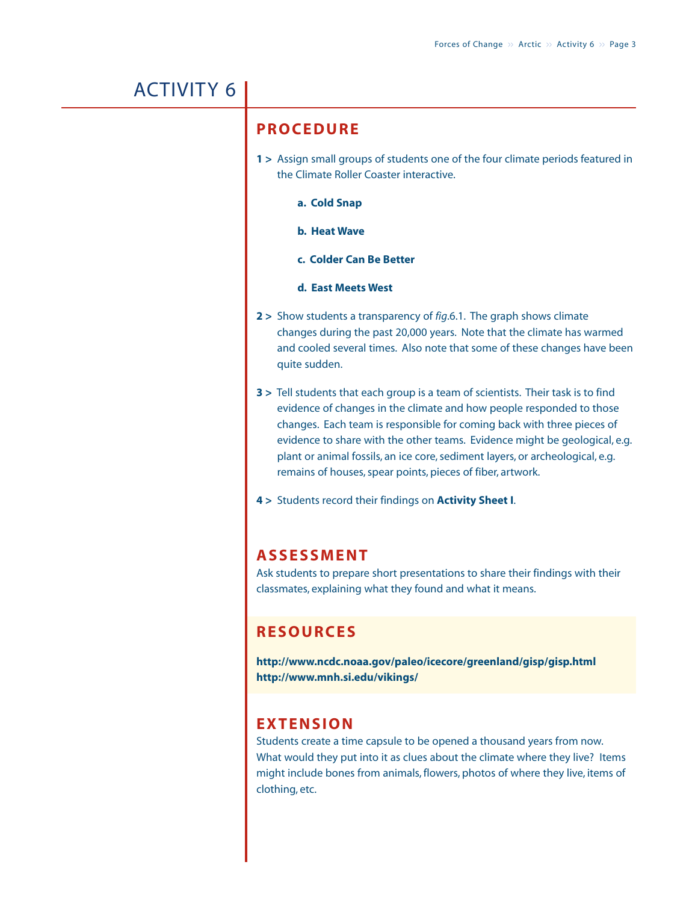# ACTIVITY 6

## PROCEDURE

**1 >** Assign small groups of students one of the four climate periods featured in the Climate Roller Coaster interactive.

- **a. Cold Snap**
- **b. Heat Wave**
- **c. Colder Can Be Better**
- **d. East Meets West**

**2 >** Show students a transparency of *fig.*6.1. The graph shows climate changes during the past 20,000 years. Note that the climate has warmed and cooled several times. Also note that some of these changes have been quite sudden.

**3 >** Tell students that each group is a team of scientists. Their task is to find evidence of changes in the climate and how people responded to those changes. Each team is responsible for coming back with three pieces of evidence to share with the other teams. Evidence might be geological, e.g. plant or animal fossils, an ice core, sediment layers, or archeological, e.g. remains of houses, spear points, pieces of fiber, artwork.

**4 >** Students record their findings on **Activity Sheet I**.

## ASSESSMENT

Ask students to prepare short presentations to share their findings with their classmates, explaining what they found and what it means.

## RESOURCES

**http://www.ncdc.noaa.gov/paleo/icecore/greenland/gisp/gisp.html**
**http://www.mnh.si.edu/vikings/**

## EXTENSION

Students create a time capsule to be opened a thousand years from now. What would they put into it as clues about the climate where they live? Items might include bones from animals, flowers, photos of where they live, items of clothing, etc.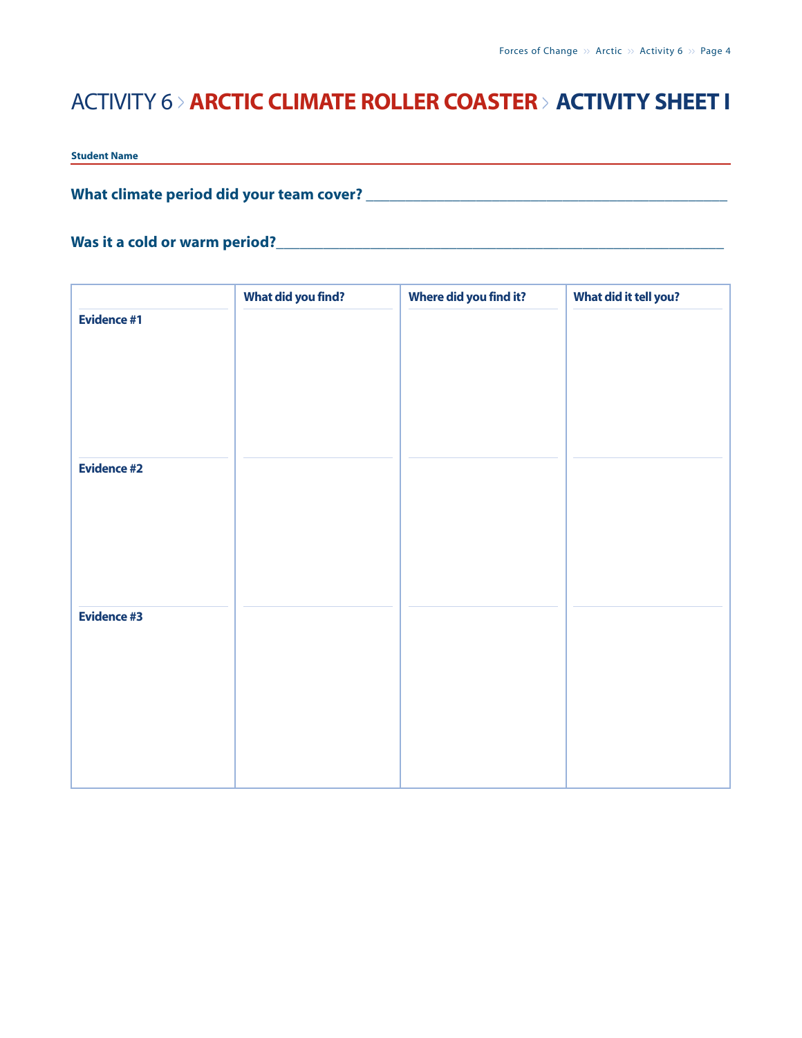# ACTIVITY 6 > ARCTIC CLIMATE ROLLER COASTER > ACTIVITY SHEET I

**Student Name**

**What climate period did your team cover?** ___________________________________________

**Was it a cold or warm period?**___________________________________________

| | What did you find? | Where did you find it? | What did it tell you? |
|---|---|---|---|
| **Evidence #1** | | | |
| **Evidence #2** | | | |
| **Evidence #3** | | | |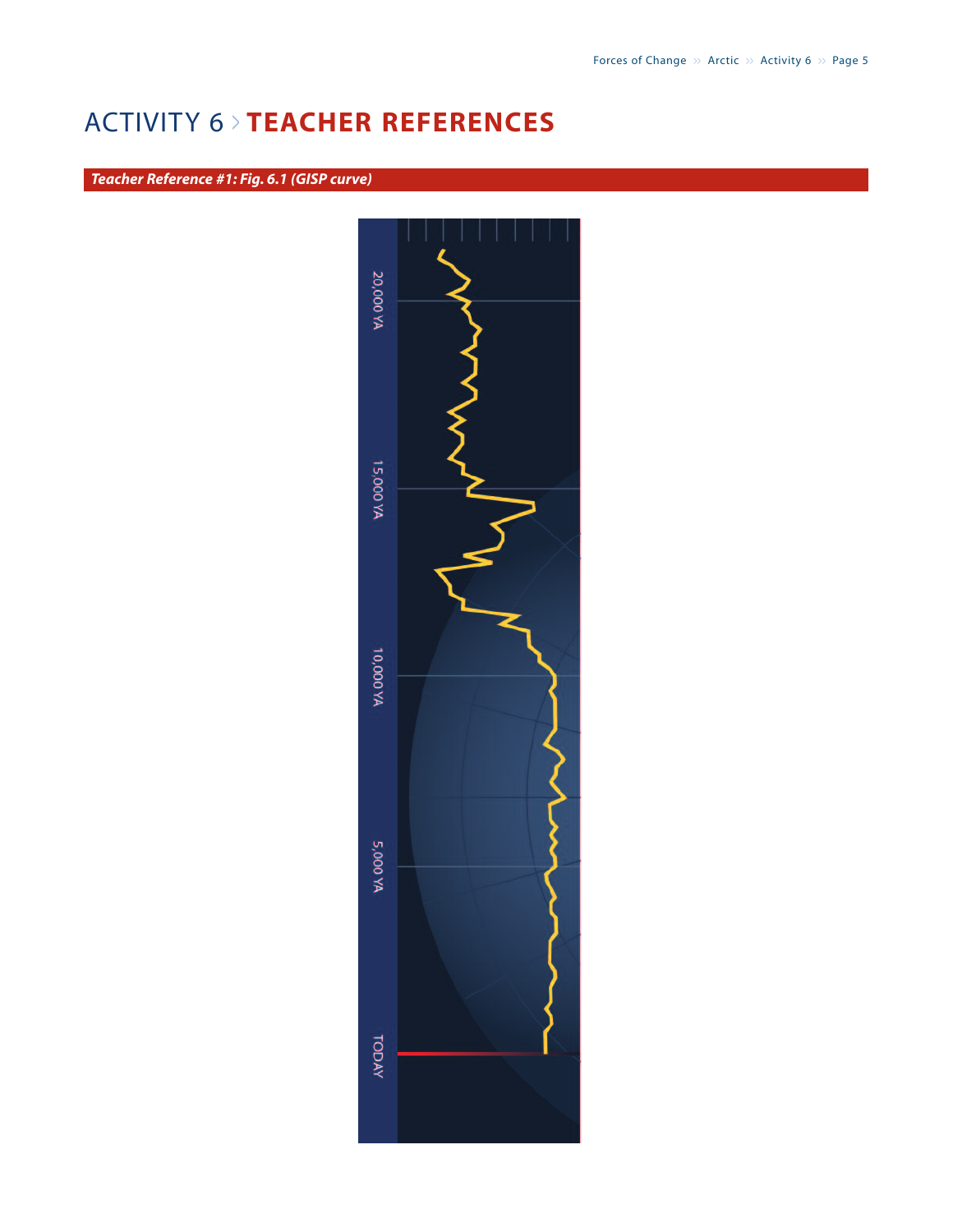# ACTIVITY 6 › TEACHER REFERENCES

***Teacher Reference #1: Fig. 6.1 (GISP curve)***

20,000 YA

15,000 YA

10,000 YA

5,000 YA

TODAY